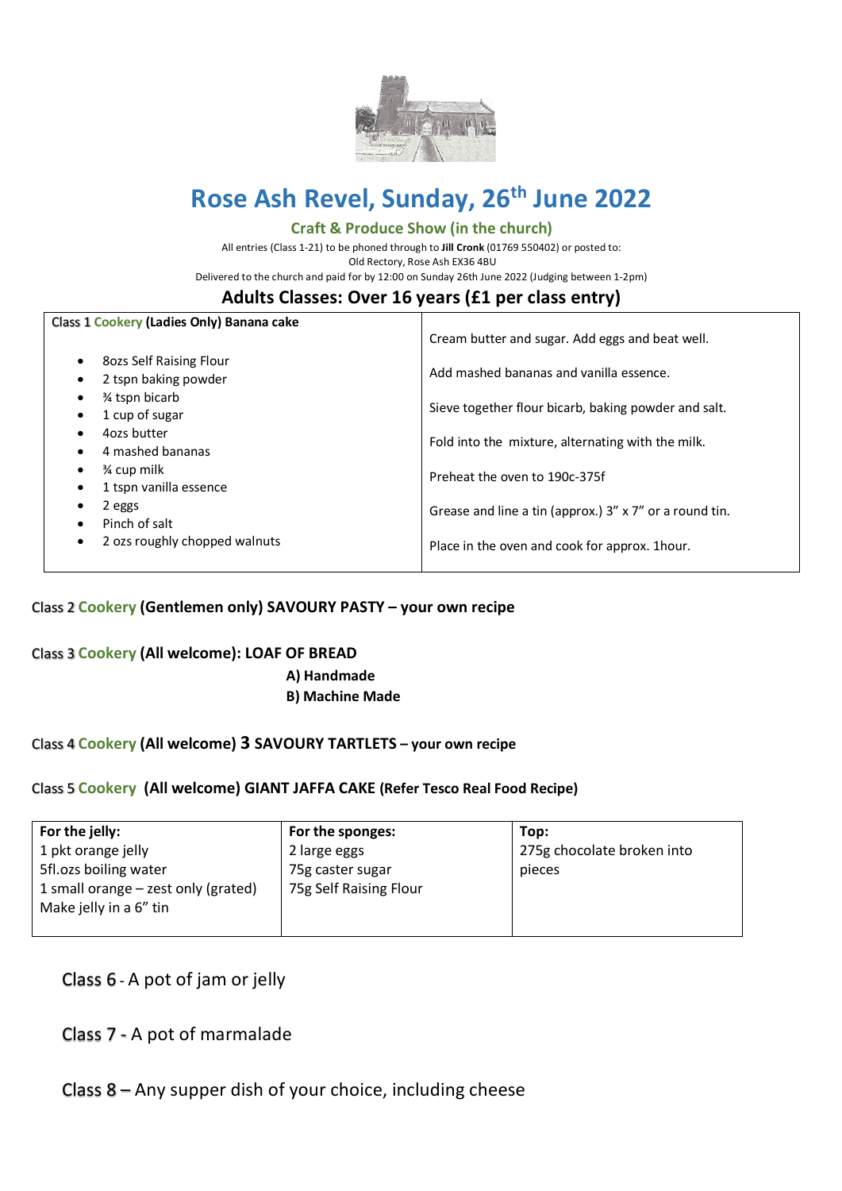# Rose Ash Revel, Sunday, 26th June 2022

### Craft & Produce Show (in the church)

All entries (Class 1-21) to be phoned through to **Jill Cronk** (01769 550402) or posted to:
Old Rectory, Rose Ash EX36 4BU
Delivered to the church and paid for by 12:00 on Sunday 26th June 2022 (Judging between 1-2pm)

## Adults Classes: Over 16 years (£1 per class entry)

| Class 1 Cookery (Ladies Only) **Banana cake** | |
|---|---|
| • 8ozs Self Raising Flour<br>• 2 tspn baking powder<br>• ¾ tspn bicarb<br>• 1 cup of sugar<br>• 4ozs butter<br>• 4 mashed bananas<br>• ¾ cup milk<br>• 1 tspn vanilla essence<br>• 2 eggs<br>• Pinch of salt<br>• 2 ozs roughly chopped walnuts | Cream butter and sugar. Add eggs and beat well.<br><br>Add mashed bananas and vanilla essence.<br><br>Sieve together flour bicarb, baking powder and salt.<br><br>Fold into the mixture, alternating with the milk.<br><br>Preheat the oven to 190c-375f<br><br>Grease and line a tin (approx.) 3" x 7" or a round tin.<br><br>Place in the oven and cook for approx. 1hour. |

Class 2 Cookery **(Gentlemen only) SAVOURY PASTY – your own recipe**

Class 3 Cookery **(All welcome): LOAF OF BREAD**

**A) Handmade**
**B) Machine Made**

Class 4 Cookery **(All welcome) 3 SAVOURY TARTLETS – your own recipe**

Class 5 Cookery **(All welcome) GIANT JAFFA CAKE (Refer Tesco Real Food Recipe)**

| **For the jelly:** | **For the sponges:** | **Top:** |
|---|---|---|
| 1 pkt orange jelly<br>5fl.ozs boiling water<br>1 small orange – zest only (grated)<br>Make jelly in a 6" tin | 2 large eggs<br>75g caster sugar<br>75g Self Raising Flour | 275g chocolate broken into pieces |

Class 6 - A pot of jam or jelly

Class 7 - A pot of marmalade

Class 8 – Any supper dish of your choice, including cheese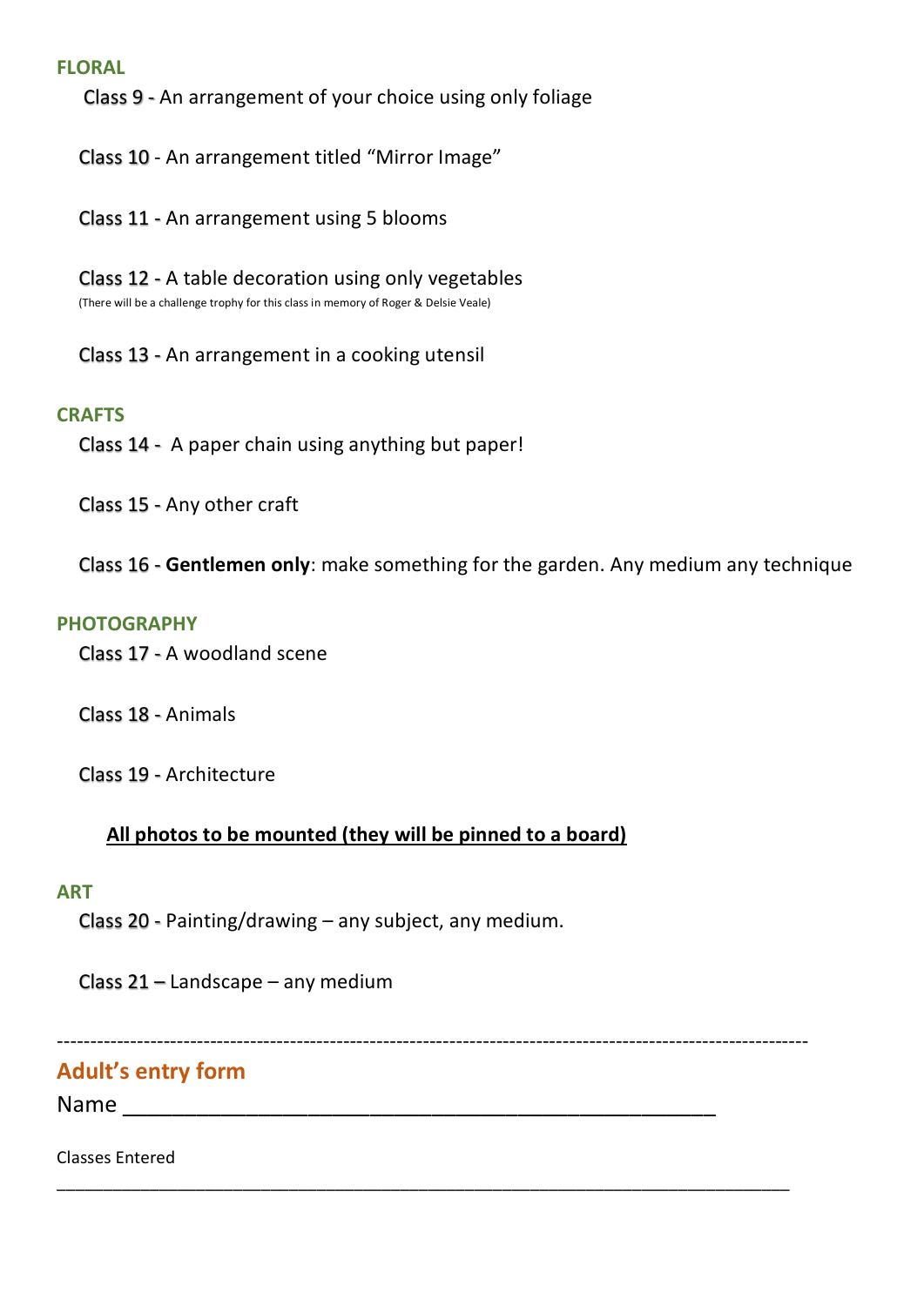## FLORAL

Class 9 - An arrangement of your choice using only foliage

Class 10 - An arrangement titled "Mirror Image"

Class 11 - An arrangement using 5 blooms

Class 12 - A table decoration using only vegetables
(There will be a challenge trophy for this class in memory of Roger & Delsie Veale)

Class 13 - An arrangement in a cooking utensil

## CRAFTS

Class 14 - A paper chain using anything but paper!

Class 15 - Any other craft

Class 16 - **Gentlemen only**: make something for the garden. Any medium any technique

## PHOTOGRAPHY

Class 17 - A woodland scene

Class 18 - Animals

Class 19 - Architecture

**All photos to be mounted (they will be pinned to a board)**

## ART

Class 20 - Painting/drawing – any subject, any medium.

Class 21 – Landscape – any medium

---

## Adult's entry form

Name ___________________________________________________

Classes Entered

___________________________________________________________________________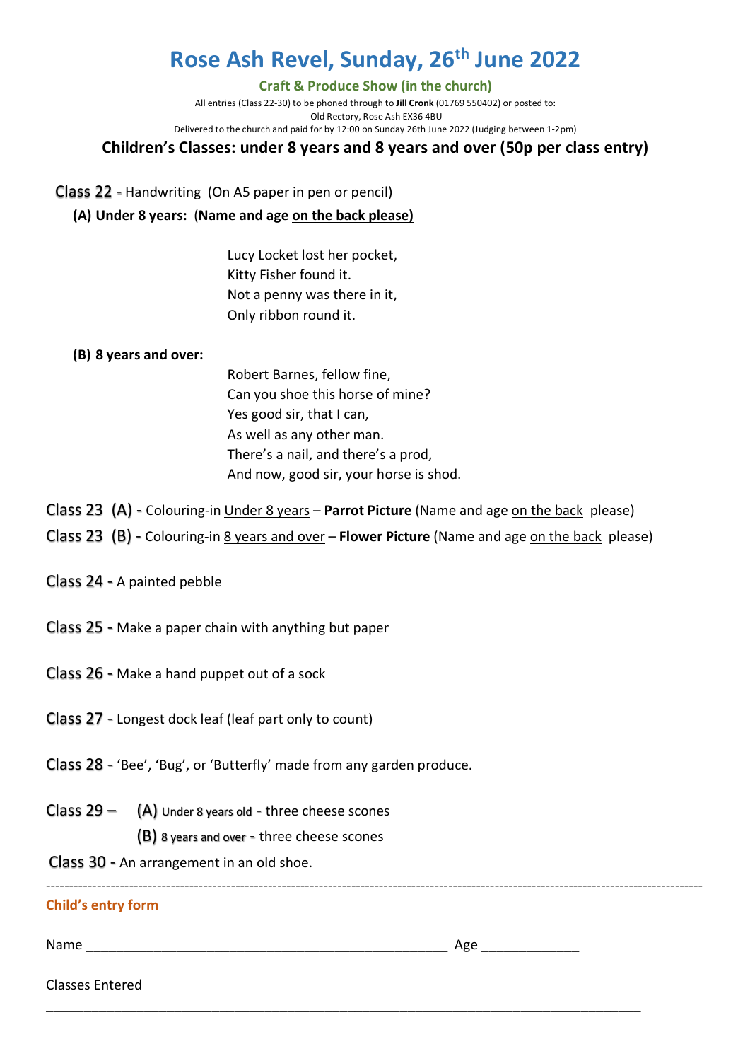# Rose Ash Revel, Sunday, 26th June 2022

## Craft & Produce Show (in the church)

All entries (Class 22-30) to be phoned through to **Jill Cronk** (01769 550402) or posted to:
Old Rectory, Rose Ash EX36 4BU
Delivered to the church and paid for by 12:00 on Sunday 26th June 2022 (Judging between 1-2pm)

### Children's Classes: under 8 years and 8 years and over (50p per class entry)

Class 22 - Handwriting (On A5 paper in pen or pencil)

**(A) Under 8 years:** (**Name and age <u>on the back please)</u>**

> Lucy Locket lost her pocket,
> Kitty Fisher found it.
> Not a penny was there in it,
> Only ribbon round it.

**(B) 8 years and over:**

> Robert Barnes, fellow fine,
> Can you shoe this horse of mine?
> Yes good sir, that I can,
> As well as any other man.
> There's a nail, and there's a prod,
> And now, good sir, your horse is shod.

Class 23 (A) - Colouring-in <u>Under 8 years</u> – **Parrot Picture** (Name and age <u>on the back</u> please)

Class 23 (B) - Colouring-in <u>8 years and over</u> – **Flower Picture** (Name and age <u>on the back</u> please)

Class 24 - A painted pebble

Class 25 - Make a paper chain with anything but paper

Class 26 - Make a hand puppet out of a sock

Class 27 - Longest dock leaf (leaf part only to count)

Class 28 - 'Bee', 'Bug', or 'Butterfly' made from any garden produce.

Class 29 – (A) Under 8 years old - three cheese scones
(B) 8 years and over - three cheese scones

Class 30 - An arrangement in an old shoe.

---

**Child's entry form**

Name ________________________________________________ Age ____________

Classes Entered

_______________________________________________________________________________